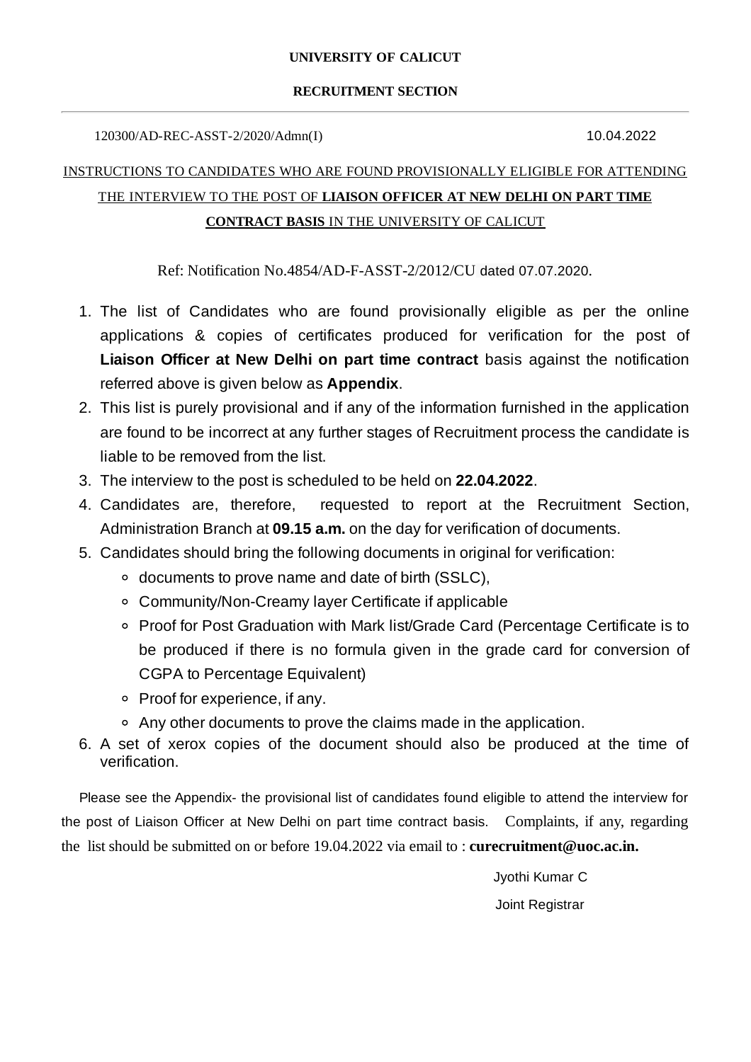**UNIVERSITY OF CALICUT**

**RECRUITMENT SECTION**

---

120300/AD-REC-ASST-2/2020/Admn(I) 10.04.2022

INSTRUCTIONS TO CANDIDATES WHO ARE FOUND PROVISIONALLY ELIGIBLE FOR ATTENDING THE INTERVIEW TO THE POST OF **LIAISON OFFICER AT NEW DELHI ON PART TIME CONTRACT BASIS** IN THE UNIVERSITY OF CALICUT

Ref: Notification No.4854/AD-F-ASST-2/2012/CU dated 07.07.2020.

1. The list of Candidates who are found provisionally eligible as per the online applications & copies of certificates produced for verification for the post of **Liaison Officer at New Delhi on part time contract** basis against the notification referred above is given below as **Appendix**.
2. This list is purely provisional and if any of the information furnished in the application are found to be incorrect at any further stages of Recruitment process the candidate is liable to be removed from the list.
3. The interview to the post is scheduled to be held on **22.04.2022**.
4. Candidates are, therefore, requested to report at the Recruitment Section, Administration Branch at **09.15 a.m.** on the day for verification of documents.
5. Candidates should bring the following documents in original for verification:
   - documents to prove name and date of birth (SSLC),
   - Community/Non-Creamy layer Certificate if applicable
   - Proof for Post Graduation with Mark list/Grade Card (Percentage Certificate is to be produced if there is no formula given in the grade card for conversion of CGPA to Percentage Equivalent)
   - Proof for experience, if any.
   - Any other documents to prove the claims made in the application.
6. A set of xerox copies of the document should also be produced at the time of verification.

Please see the Appendix- the provisional list of candidates found eligible to attend the interview for the post of Liaison Officer at New Delhi on part time contract basis. Complaints, if any, regarding the list should be submitted on or before 19.04.2022 via email to : **curecruitment@uoc.ac.in.**

Jyothi Kumar C

Joint Registrar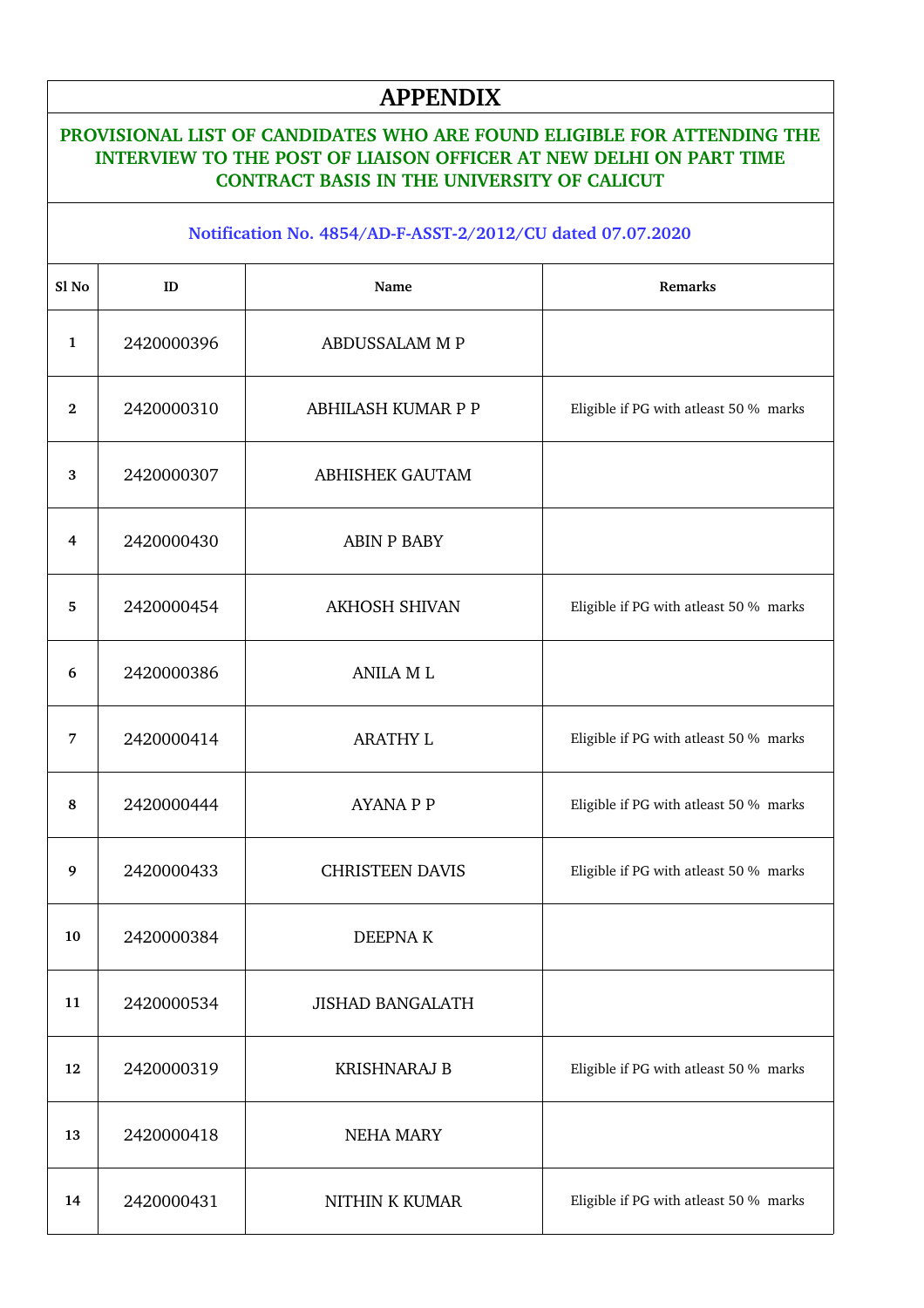# APPENDIX

## PROVISIONAL LIST OF CANDIDATES WHO ARE FOUND ELIGIBLE FOR ATTENDING THE INTERVIEW TO THE POST OF LIAISON OFFICER AT NEW DELHI ON PART TIME CONTRACT BASIS IN THE UNIVERSITY OF CALICUT

### Notification No. 4854/AD-F-ASST-2/2012/CU dated 07.07.2020

| Sl No | ID | Name | Remarks |
|---|---|---|---|
| 1 | 2420000396 | ABDUSSALAM M P | |
| 2 | 2420000310 | ABHILASH KUMAR P P | Eligible if PG with atleast 50 % marks |
| 3 | 2420000307 | ABHISHEK GAUTAM | |
| 4 | 2420000430 | ABIN P BABY | |
| 5 | 2420000454 | AKHOSH SHIVAN | Eligible if PG with atleast 50 % marks |
| 6 | 2420000386 | ANILA M L | |
| 7 | 2420000414 | ARATHY L | Eligible if PG with atleast 50 % marks |
| 8 | 2420000444 | AYANA P P | Eligible if PG with atleast 50 % marks |
| 9 | 2420000433 | CHRISTEEN DAVIS | Eligible if PG with atleast 50 % marks |
| 10 | 2420000384 | DEEPNA K | |
| 11 | 2420000534 | JISHAD BANGALATH | |
| 12 | 2420000319 | KRISHNARAJ B | Eligible if PG with atleast 50 % marks |
| 13 | 2420000418 | NEHA MARY | |
| 14 | 2420000431 | NITHIN K KUMAR | Eligible if PG with atleast 50 % marks |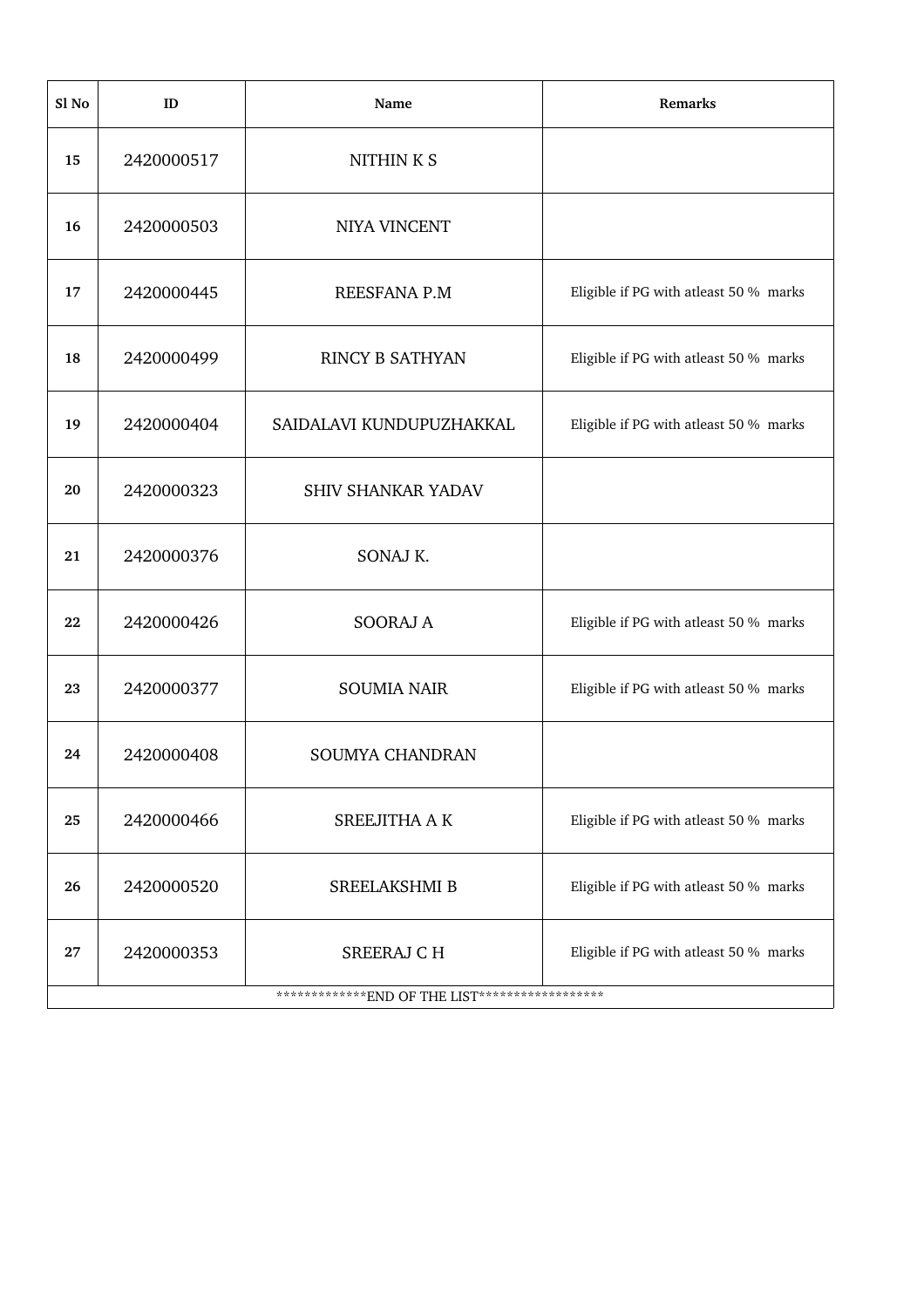| Sl No | ID | Name | Remarks |
|---|---|---|---|
| **15** | 2420000517 | NITHIN K S | |
| **16** | 2420000503 | NIYA VINCENT | |
| **17** | 2420000445 | REESFANA P.M | Eligible if PG with atleast 50 % marks |
| **18** | 2420000499 | RINCY B SATHYAN | Eligible if PG with atleast 50 % marks |
| **19** | 2420000404 | SAIDALAVI KUNDUPUZHAKKAL | Eligible if PG with atleast 50 % marks |
| **20** | 2420000323 | SHIV SHANKAR YADAV | |
| **21** | 2420000376 | SONAJ K. | |
| **22** | 2420000426 | SOORAJ A | Eligible if PG with atleast 50 % marks |
| **23** | 2420000377 | SOUMIA NAIR | Eligible if PG with atleast 50 % marks |
| **24** | 2420000408 | SOUMYA CHANDRAN | |
| **25** | 2420000466 | SREEJITHA A K | Eligible if PG with atleast 50 % marks |
| **26** | 2420000520 | SREELAKSHMI B | Eligible if PG with atleast 50 % marks |
| **27** | 2420000353 | SREERAJ C H | Eligible if PG with atleast 50 % marks |

*************END OF THE LIST******************